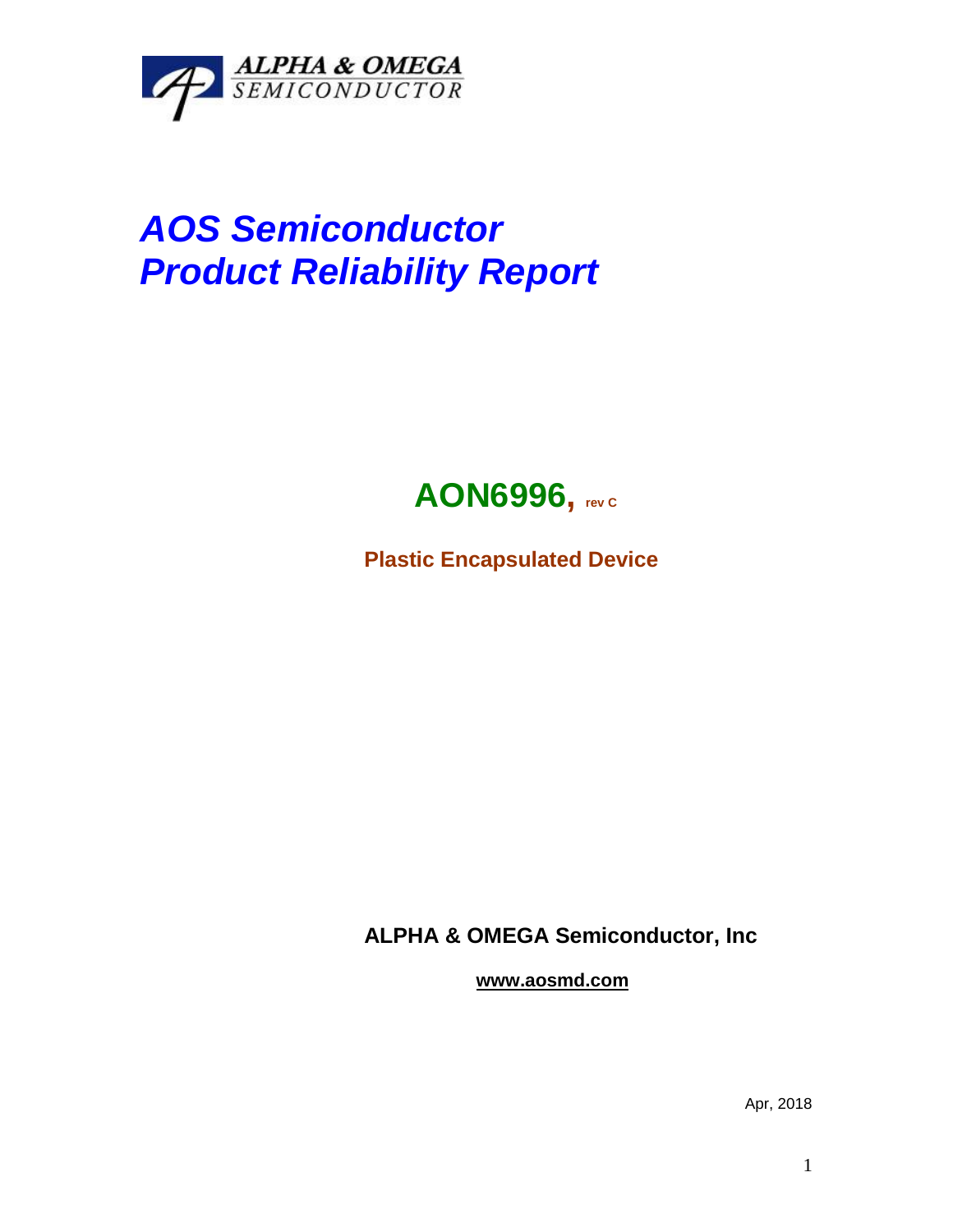ALPHA & OMEGA
SEMICONDUCTOR

# *AOS Semiconductor*
# *Product Reliability Report*

## **AON6996, rev C**

**Plastic Encapsulated Device**

**ALPHA & OMEGA Semiconductor, Inc**

**www.aosmd.com**

Apr, 2018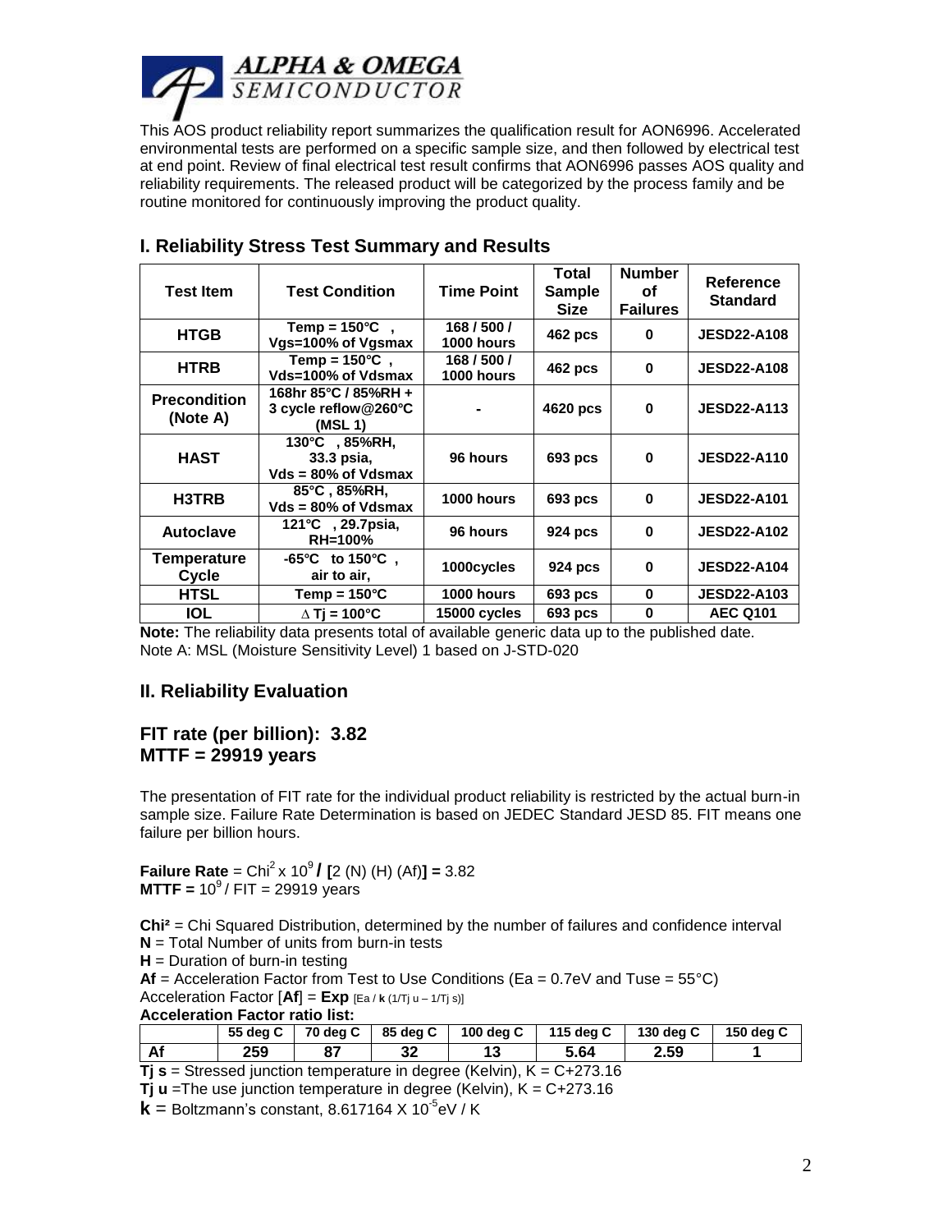This AOS product reliability report summarizes the qualification result for AON6996. Accelerated environmental tests are performed on a specific sample size, and then followed by electrical test at end point. Review of final electrical test result confirms that AON6996 passes AOS quality and reliability requirements. The released product will be categorized by the process family and be routine monitored for continuously improving the product quality.

## I. Reliability Stress Test Summary and Results

| Test Item | Test Condition | Time Point | Total Sample Size | Number of Failures | Reference Standard |
|---|---|---|---|---|---|
| **HTGB** | **Temp = 150°C , Vgs=100% of Vgsmax** | **168 / 500 / 1000 hours** | **462 pcs** | **0** | **JESD22-A108** |
| **HTRB** | **Temp = 150°C , Vds=100% of Vdsmax** | **168 / 500 / 1000 hours** | **462 pcs** | **0** | **JESD22-A108** |
| **Precondition (Note A)** | **168hr 85°C / 85%RH + 3 cycle reflow@260°C (MSL 1)** | **-** | **4620 pcs** | **0** | **JESD22-A113** |
| **HAST** | **130°C , 85%RH, 33.3 psia, Vds = 80% of Vdsmax** | **96 hours** | **693 pcs** | **0** | **JESD22-A110** |
| **H3TRB** | **85°C , 85%RH, Vds = 80% of Vdsmax** | **1000 hours** | **693 pcs** | **0** | **JESD22-A101** |
| **Autoclave** | **121°C , 29.7psia, RH=100%** | **96 hours** | **924 pcs** | **0** | **JESD22-A102** |
| **Temperature Cycle** | **-65°C to 150°C , air to air,** | **1000cycles** | **924 pcs** | **0** | **JESD22-A104** |
| **HTSL** | **Temp = 150°C** | **1000 hours** | **693 pcs** | **0** | **JESD22-A103** |
| **IOL** | **$\Delta$ Tj = 100°C** | **15000 cycles** | **693 pcs** | **0** | **AEC Q101** |

**Note:** The reliability data presents total of available generic data up to the published date.
Note A: MSL (Moisture Sensitivity Level) 1 based on J-STD-020

## II. Reliability Evaluation

### FIT rate (per billion): 3.82
### MTTF = 29919 years

The presentation of FIT rate for the individual product reliability is restricted by the actual burn-in sample size. Failure Rate Determination is based on JEDEC Standard JESD 85. FIT means one failure per billion hours.

**Failure Rate** = $Chi^2 \times 10^9$ **/ [**2 (N) (H) (Af)**] =** 3.82
**MTTF =** $10^9$ / FIT = 29919 years

**Chi²** = Chi Squared Distribution, determined by the number of failures and confidence interval
**N** = Total Number of units from burn-in tests
**H** = Duration of burn-in testing
**Af** = Acceleration Factor from Test to Use Conditions (Ea = 0.7eV and Tuse = 55°C)
Acceleration Factor [**Af**] = **Exp** [Ea / **k** (1/Tj u – 1/Tj s)]
**Acceleration Factor ratio list:**

| | 55 deg C | 70 deg C | 85 deg C | 100 deg C | 115 deg C | 130 deg C | 150 deg C |
|---|---|---|---|---|---|---|---|
| **Af** | **259** | **87** | **32** | **13** | **5.64** | **2.59** | **1** |

**Tj s** = Stressed junction temperature in degree (Kelvin), K = C+273.16
**Tj u** =The use junction temperature in degree (Kelvin), K = C+273.16
**k** = Boltzmann's constant, $8.617164 \times 10^{-5}$eV / K